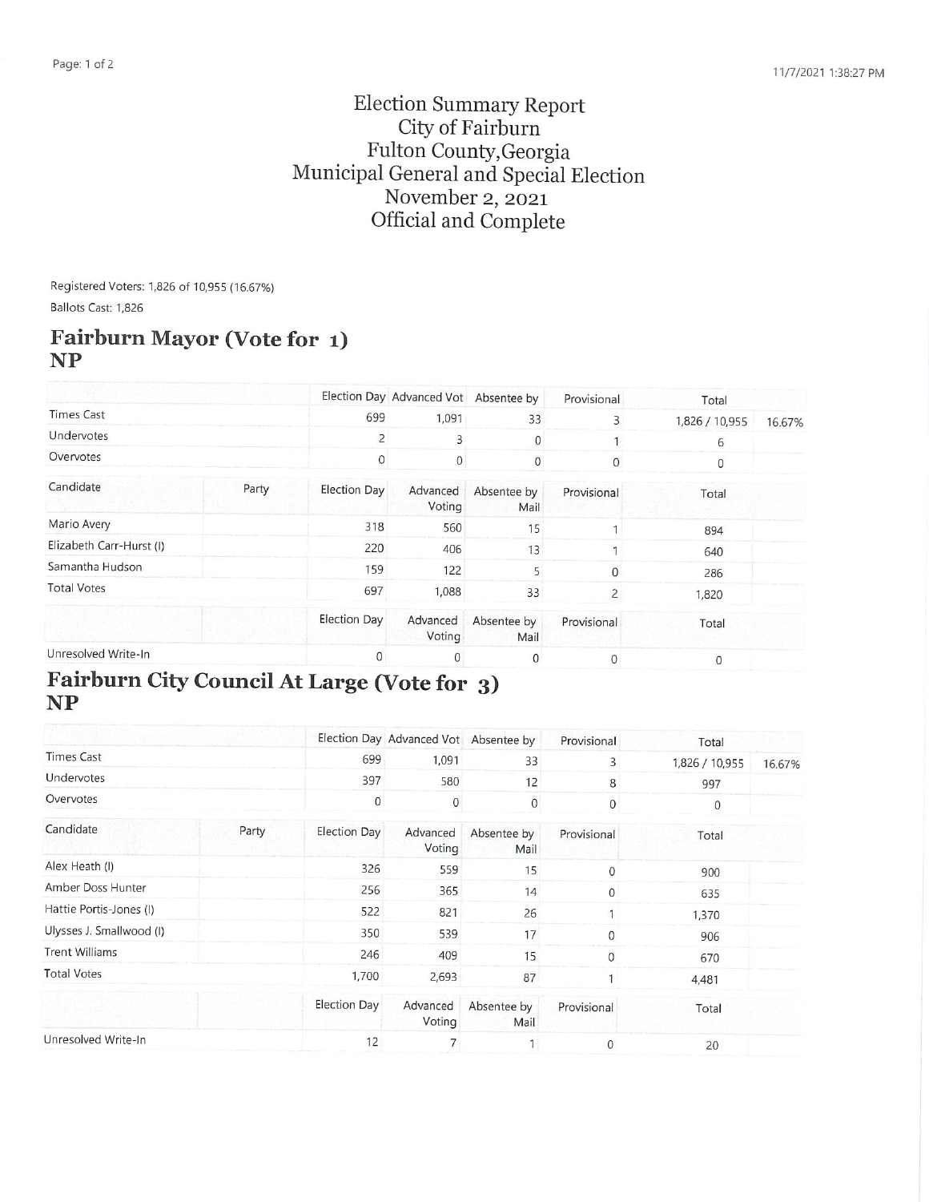# Election Summary Report
# City of Fairburn
# Fulton County, Georgia
# Municipal General and Special Election
# November 2, 2021
# Official and Complete

Registered Voters: 1,826 of 10,955 (16.67%)

Ballots Cast: 1,826

## Fairburn Mayor (Vote for 1)
## NP

| | | Election Day | Advanced Vot | Absentee by | Provisional | Total | |
|---|---|---|---|---|---|---|---|
| Times Cast | | 699 | 1,091 | 33 | 3 | 1,826 / 10,955 | 16.67% |
| Undervotes | | 2 | 3 | 0 | 1 | 6 | |
| Overvotes | | 0 | 0 | 0 | 0 | 0 | |

| Candidate | Party | Election Day | Advanced Voting | Absentee by Mail | Provisional | Total |
|---|---|---|---|---|---|---|
| Mario Avery | | 318 | 560 | 15 | 1 | 894 |
| Elizabeth Carr-Hurst (I) | | 220 | 406 | 13 | 1 | 640 |
| Samantha Hudson | | 159 | 122 | 5 | 0 | 286 |
| Total Votes | | 697 | 1,088 | 33 | 2 | 1,820 |

| | | Election Day | Advanced Voting | Absentee by Mail | Provisional | Total |
|---|---|---|---|---|---|---|
| Unresolved Write-In | | 0 | 0 | 0 | 0 | 0 |

## Fairburn City Council At Large (Vote for 3)
## NP

| | | Election Day | Advanced Vot | Absentee by | Provisional | Total | |
|---|---|---|---|---|---|---|---|
| Times Cast | | 699 | 1,091 | 33 | 3 | 1,826 / 10,955 | 16.67% |
| Undervotes | | 397 | 580 | 12 | 8 | 997 | |
| Overvotes | | 0 | 0 | 0 | 0 | 0 | |

| Candidate | Party | Election Day | Advanced Voting | Absentee by Mail | Provisional | Total |
|---|---|---|---|---|---|---|
| Alex Heath (I) | | 326 | 559 | 15 | 0 | 900 |
| Amber Doss Hunter | | 256 | 365 | 14 | 0 | 635 |
| Hattie Portis-Jones (I) | | 522 | 821 | 26 | 1 | 1,370 |
| Ulysses J. Smallwood (I) | | 350 | 539 | 17 | 0 | 906 |
| Trent Williams | | 246 | 409 | 15 | 0 | 670 |
| Total Votes | | 1,700 | 2,693 | 87 | 1 | 4,481 |

| | | Election Day | Advanced Voting | Absentee by Mail | Provisional | Total |
|---|---|---|---|---|---|---|
| Unresolved Write-In | | 12 | 7 | 1 | 0 | 20 |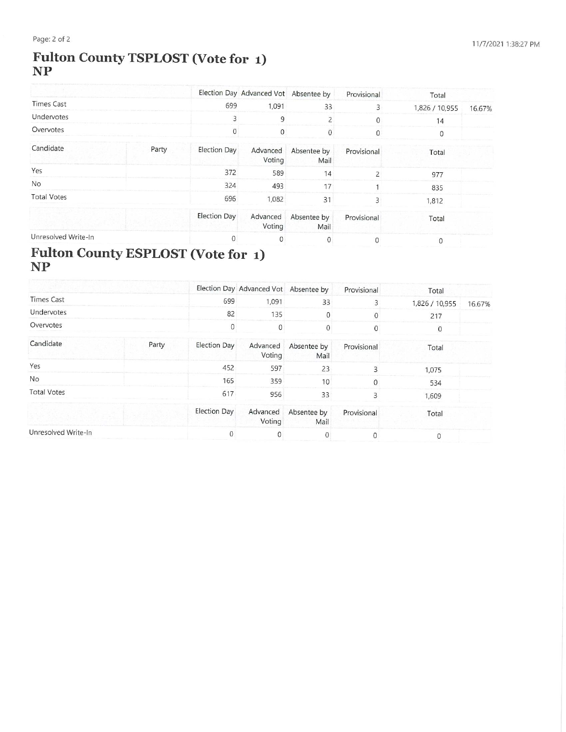## Fulton County TSPLOST (Vote for 1)
## NP

| | Election Day | Advanced Vot | Absentee by | Provisional | Total | |
|---|---|---|---|---|---|---|
| Times Cast | 699 | 1,091 | 33 | 3 | 1,826 / 10,955 | 16.67% |
| Undervotes | 3 | 9 | 2 | 0 | 14 | |
| Overvotes | 0 | 0 | 0 | 0 | 0 | |

| Candidate | Party | Election Day | Advanced Voting | Absentee by Mail | Provisional | Total |
|---|---|---|---|---|---|---|
| Yes | | 372 | 589 | 14 | 2 | 977 |
| No | | 324 | 493 | 17 | 1 | 835 |
| Total Votes | | 696 | 1,082 | 31 | 3 | 1,812 |

| | | Election Day | Advanced Voting | Absentee by Mail | Provisional | Total |
|---|---|---|---|---|---|---|
| Unresolved Write-In | | 0 | 0 | 0 | 0 | 0 |

## Fulton County ESPLOST (Vote for 1)
## NP

| | Election Day | Advanced Vot | Absentee by | Provisional | Total | |
|---|---|---|---|---|---|---|
| Times Cast | 699 | 1,091 | 33 | 3 | 1,826 / 10,955 | 16.67% |
| Undervotes | 82 | 135 | 0 | 0 | 217 | |
| Overvotes | 0 | 0 | 0 | 0 | 0 | |

| Candidate | Party | Election Day | Advanced Voting | Absentee by Mail | Provisional | Total |
|---|---|---|---|---|---|---|
| Yes | | 452 | 597 | 23 | 3 | 1,075 |
| No | | 165 | 359 | 10 | 0 | 534 |
| Total Votes | | 617 | 956 | 33 | 3 | 1,609 |

| | | Election Day | Advanced Voting | Absentee by Mail | Provisional | Total |
|---|---|---|---|---|---|---|
| Unresolved Write-In | | 0 | 0 | 0 | 0 | 0 |